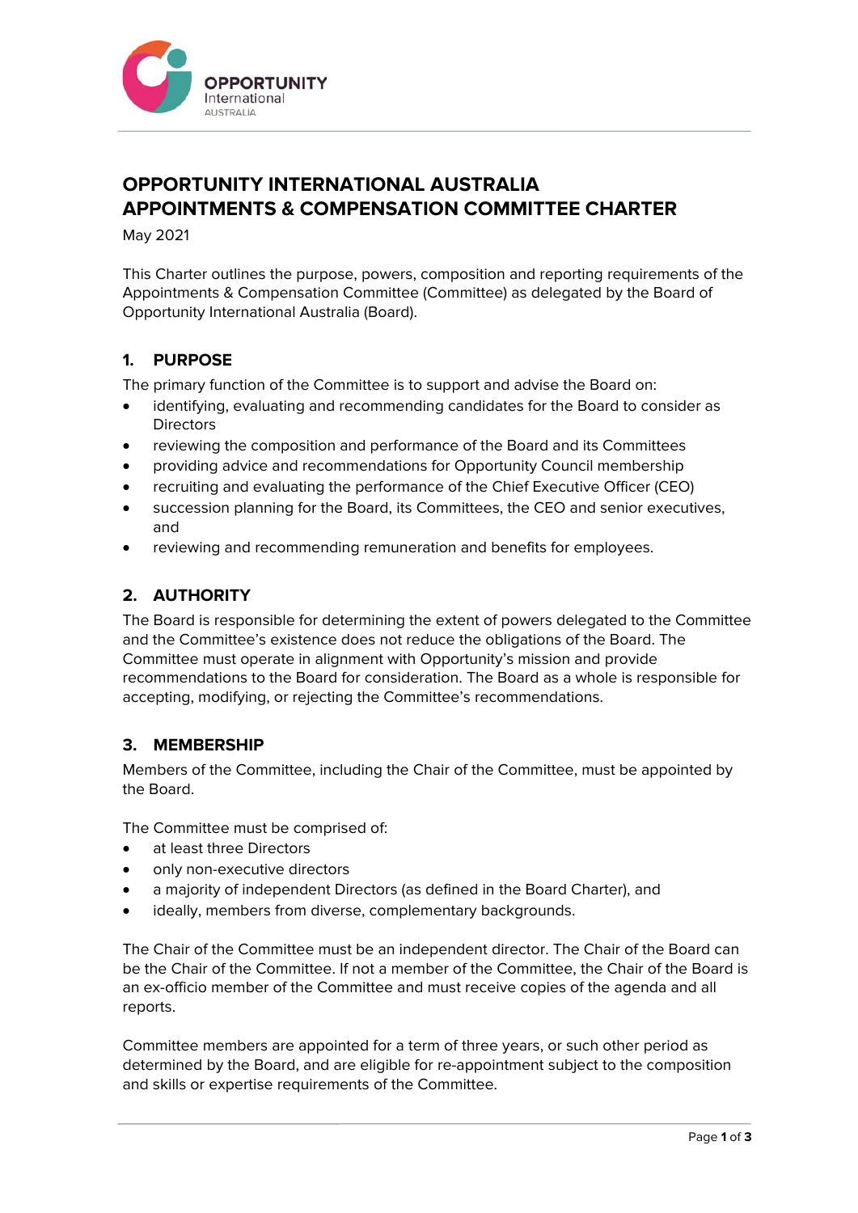# OPPORTUNITY INTERNATIONAL AUSTRALIA
# APPOINTMENTS & COMPENSATION COMMITTEE CHARTER

May 2021

This Charter outlines the purpose, powers, composition and reporting requirements of the Appointments & Compensation Committee (Committee) as delegated by the Board of Opportunity International Australia (Board).

## 1. PURPOSE

The primary function of the Committee is to support and advise the Board on:

- identifying, evaluating and recommending candidates for the Board to consider as Directors
- reviewing the composition and performance of the Board and its Committees
- providing advice and recommendations for Opportunity Council membership
- recruiting and evaluating the performance of the Chief Executive Officer (CEO)
- succession planning for the Board, its Committees, the CEO and senior executives, and
- reviewing and recommending remuneration and benefits for employees.

## 2. AUTHORITY

The Board is responsible for determining the extent of powers delegated to the Committee and the Committee's existence does not reduce the obligations of the Board. The Committee must operate in alignment with Opportunity's mission and provide recommendations to the Board for consideration. The Board as a whole is responsible for accepting, modifying, or rejecting the Committee's recommendations.

## 3. MEMBERSHIP

Members of the Committee, including the Chair of the Committee, must be appointed by the Board.

The Committee must be comprised of:

- at least three Directors
- only non-executive directors
- a majority of independent Directors (as defined in the Board Charter), and
- ideally, members from diverse, complementary backgrounds.

The Chair of the Committee must be an independent director. The Chair of the Board can be the Chair of the Committee. If not a member of the Committee, the Chair of the Board is an ex-officio member of the Committee and must receive copies of the agenda and all reports.

Committee members are appointed for a term of three years, or such other period as determined by the Board, and are eligible for re-appointment subject to the composition and skills or expertise requirements of the Committee.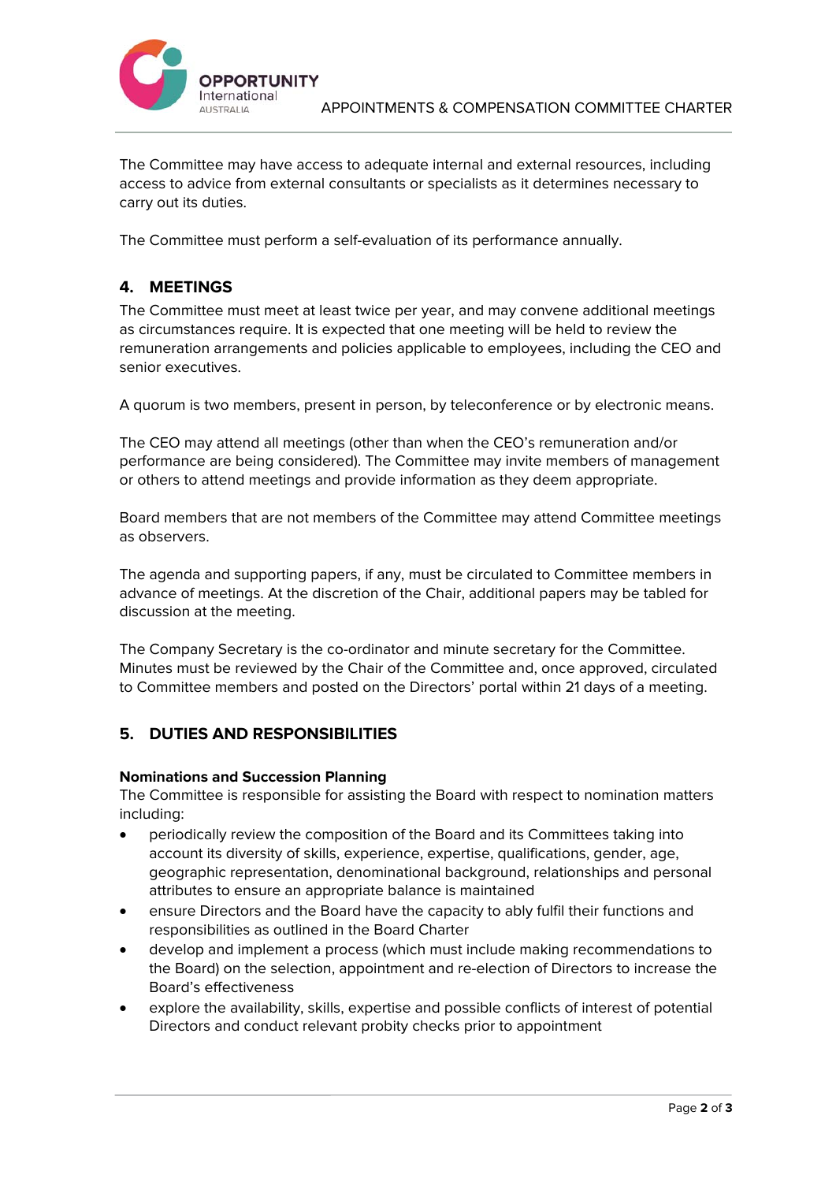The Committee may have access to adequate internal and external resources, including access to advice from external consultants or specialists as it determines necessary to carry out its duties.

The Committee must perform a self-evaluation of its performance annually.

## 4. MEETINGS

The Committee must meet at least twice per year, and may convene additional meetings as circumstances require. It is expected that one meeting will be held to review the remuneration arrangements and policies applicable to employees, including the CEO and senior executives.

A quorum is two members, present in person, by teleconference or by electronic means.

The CEO may attend all meetings (other than when the CEO's remuneration and/or performance are being considered). The Committee may invite members of management or others to attend meetings and provide information as they deem appropriate.

Board members that are not members of the Committee may attend Committee meetings as observers.

The agenda and supporting papers, if any, must be circulated to Committee members in advance of meetings. At the discretion of the Chair, additional papers may be tabled for discussion at the meeting.

The Company Secretary is the co-ordinator and minute secretary for the Committee. Minutes must be reviewed by the Chair of the Committee and, once approved, circulated to Committee members and posted on the Directors' portal within 21 days of a meeting.

## 5. DUTIES AND RESPONSIBILITIES

**Nominations and Succession Planning**

The Committee is responsible for assisting the Board with respect to nomination matters including:

- periodically review the composition of the Board and its Committees taking into account its diversity of skills, experience, expertise, qualifications, gender, age, geographic representation, denominational background, relationships and personal attributes to ensure an appropriate balance is maintained
- ensure Directors and the Board have the capacity to ably fulfil their functions and responsibilities as outlined in the Board Charter
- develop and implement a process (which must include making recommendations to the Board) on the selection, appointment and re-election of Directors to increase the Board's effectiveness
- explore the availability, skills, expertise and possible conflicts of interest of potential Directors and conduct relevant probity checks prior to appointment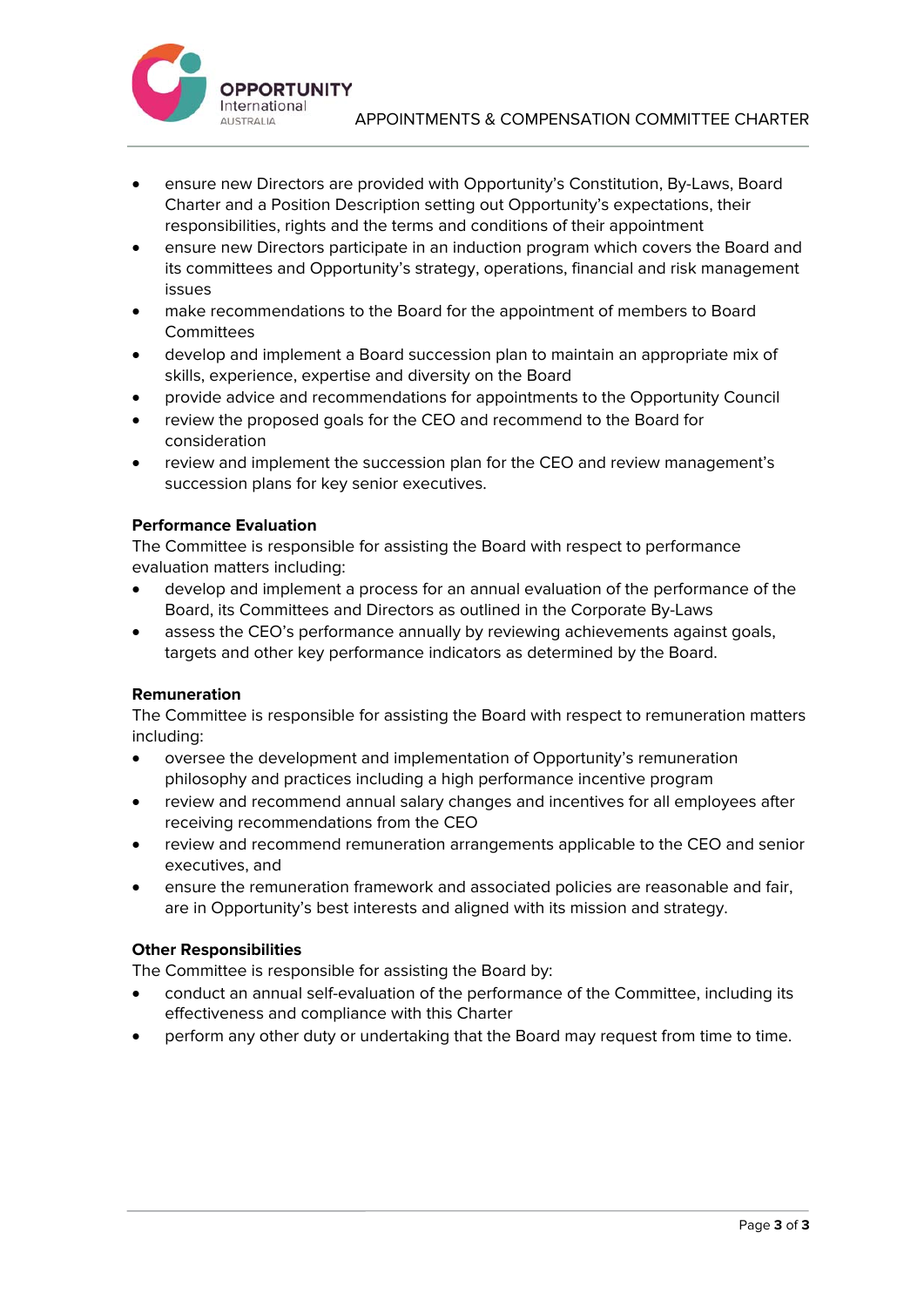- ensure new Directors are provided with Opportunity's Constitution, By-Laws, Board Charter and a Position Description setting out Opportunity's expectations, their responsibilities, rights and the terms and conditions of their appointment
- ensure new Directors participate in an induction program which covers the Board and its committees and Opportunity's strategy, operations, financial and risk management issues
- make recommendations to the Board for the appointment of members to Board Committees
- develop and implement a Board succession plan to maintain an appropriate mix of skills, experience, expertise and diversity on the Board
- provide advice and recommendations for appointments to the Opportunity Council
- review the proposed goals for the CEO and recommend to the Board for consideration
- review and implement the succession plan for the CEO and review management's succession plans for key senior executives.

**Performance Evaluation**

The Committee is responsible for assisting the Board with respect to performance evaluation matters including:

- develop and implement a process for an annual evaluation of the performance of the Board, its Committees and Directors as outlined in the Corporate By-Laws
- assess the CEO's performance annually by reviewing achievements against goals, targets and other key performance indicators as determined by the Board.

**Remuneration**

The Committee is responsible for assisting the Board with respect to remuneration matters including:

- oversee the development and implementation of Opportunity's remuneration philosophy and practices including a high performance incentive program
- review and recommend annual salary changes and incentives for all employees after receiving recommendations from the CEO
- review and recommend remuneration arrangements applicable to the CEO and senior executives, and
- ensure the remuneration framework and associated policies are reasonable and fair, are in Opportunity's best interests and aligned with its mission and strategy.

**Other Responsibilities**

The Committee is responsible for assisting the Board by:

- conduct an annual self-evaluation of the performance of the Committee, including its effectiveness and compliance with this Charter
- perform any other duty or undertaking that the Board may request from time to time.